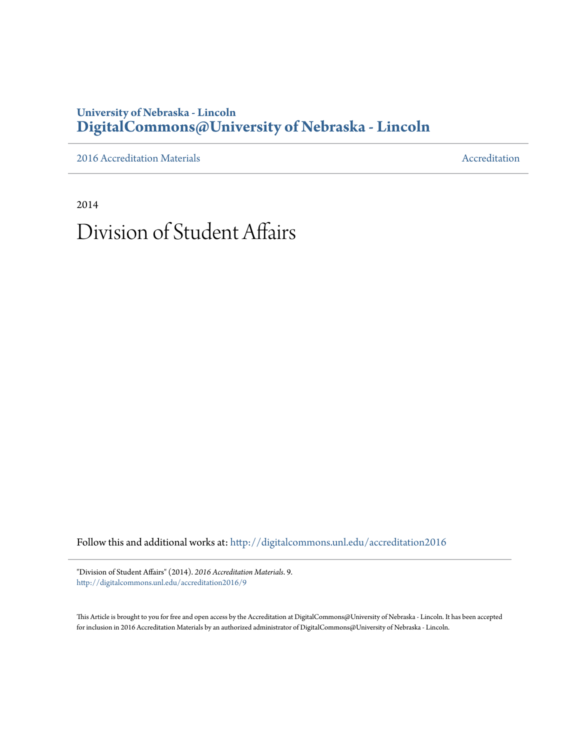University of Nebraska - Lincoln
**DigitalCommons@University of Nebraska - Lincoln**

2016 Accreditation Materials — Accreditation

2014

# Division of Student Affairs

Follow this and additional works at: http://digitalcommons.unl.edu/accreditation2016

"Division of Student Affairs" (2014). *2016 Accreditation Materials*. 9.
http://digitalcommons.unl.edu/accreditation2016/9

This Article is brought to you for free and open access by the Accreditation at DigitalCommons@University of Nebraska - Lincoln. It has been accepted for inclusion in 2016 Accreditation Materials by an authorized administrator of DigitalCommons@University of Nebraska - Lincoln.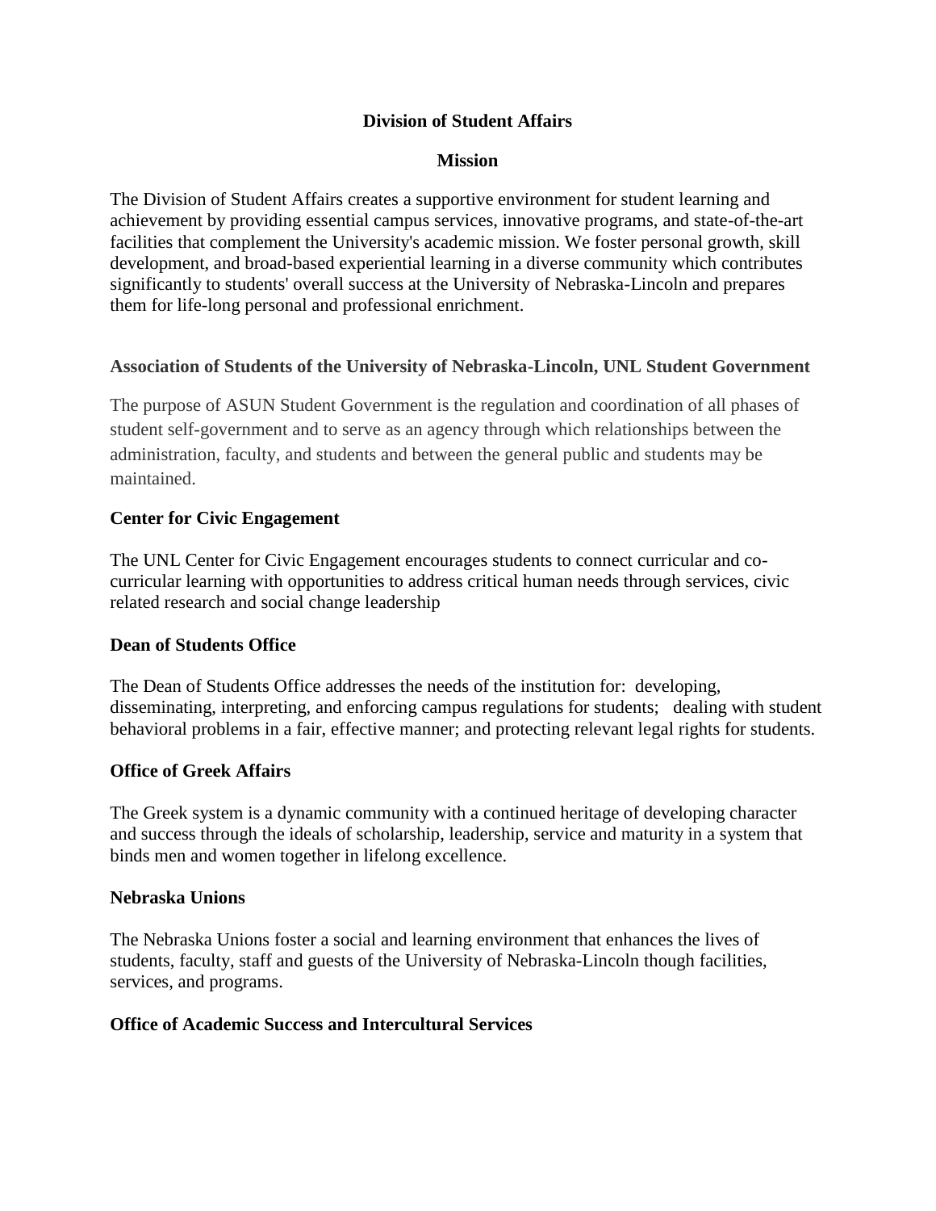## Division of Student Affairs

### Mission

The Division of Student Affairs creates a supportive environment for student learning and achievement by providing essential campus services, innovative programs, and state-of-the-art facilities that complement the University's academic mission. We foster personal growth, skill development, and broad-based experiential learning in a diverse community which contributes significantly to students' overall success at the University of Nebraska-Lincoln and prepares them for life-long personal and professional enrichment.

**Association of Students of the University of Nebraska-Lincoln, UNL Student Government**

The purpose of ASUN Student Government is the regulation and coordination of all phases of student self-government and to serve as an agency through which relationships between the administration, faculty, and students and between the general public and students may be maintained.

**Center for Civic Engagement**

The UNL Center for Civic Engagement encourages students to connect curricular and co-curricular learning with opportunities to address critical human needs through services, civic related research and social change leadership

**Dean of Students Office**

The Dean of Students Office addresses the needs of the institution for: developing, disseminating, interpreting, and enforcing campus regulations for students; dealing with student behavioral problems in a fair, effective manner; and protecting relevant legal rights for students.

**Office of Greek Affairs**

The Greek system is a dynamic community with a continued heritage of developing character and success through the ideals of scholarship, leadership, service and maturity in a system that binds men and women together in lifelong excellence.

**Nebraska Unions**

The Nebraska Unions foster a social and learning environment that enhances the lives of students, faculty, staff and guests of the University of Nebraska-Lincoln though facilities, services, and programs.

**Office of Academic Success and Intercultural Services**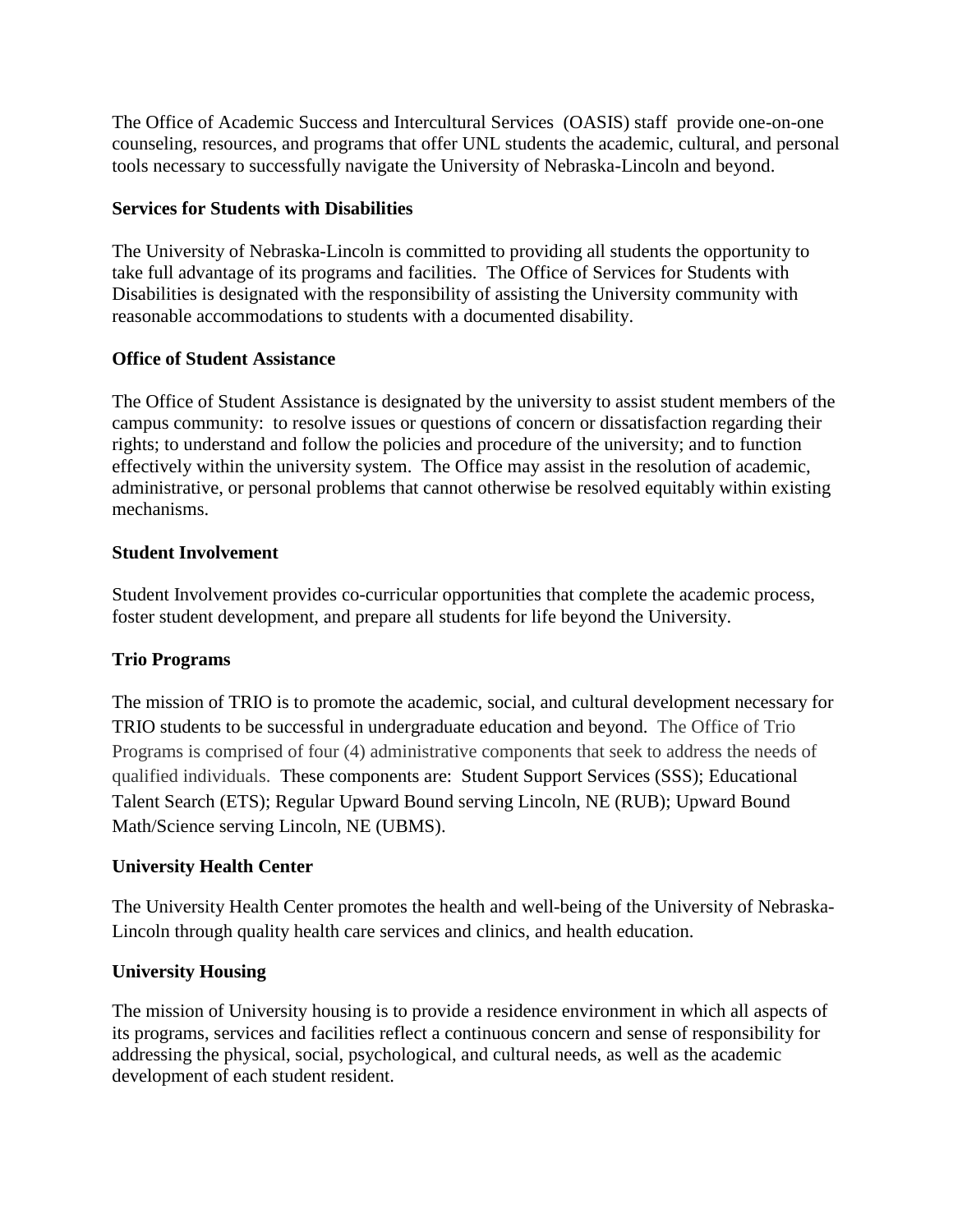The Office of Academic Success and Intercultural Services (OASIS) staff provide one-on-one counseling, resources, and programs that offer UNL students the academic, cultural, and personal tools necessary to successfully navigate the University of Nebraska-Lincoln and beyond.

**Services for Students with Disabilities**

The University of Nebraska-Lincoln is committed to providing all students the opportunity to take full advantage of its programs and facilities. The Office of Services for Students with Disabilities is designated with the responsibility of assisting the University community with reasonable accommodations to students with a documented disability.

**Office of Student Assistance**

The Office of Student Assistance is designated by the university to assist student members of the campus community: to resolve issues or questions of concern or dissatisfaction regarding their rights; to understand and follow the policies and procedure of the university; and to function effectively within the university system. The Office may assist in the resolution of academic, administrative, or personal problems that cannot otherwise be resolved equitably within existing mechanisms.

**Student Involvement**

Student Involvement provides co-curricular opportunities that complete the academic process, foster student development, and prepare all students for life beyond the University.

**Trio Programs**

The mission of TRIO is to promote the academic, social, and cultural development necessary for TRIO students to be successful in undergraduate education and beyond. The Office of Trio Programs is comprised of four (4) administrative components that seek to address the needs of qualified individuals. These components are: Student Support Services (SSS); Educational Talent Search (ETS); Regular Upward Bound serving Lincoln, NE (RUB); Upward Bound Math/Science serving Lincoln, NE (UBMS).

**University Health Center**

The University Health Center promotes the health and well-being of the University of Nebraska-Lincoln through quality health care services and clinics, and health education.

**University Housing**

The mission of University housing is to provide a residence environment in which all aspects of its programs, services and facilities reflect a continuous concern and sense of responsibility for addressing the physical, social, psychological, and cultural needs, as well as the academic development of each student resident.